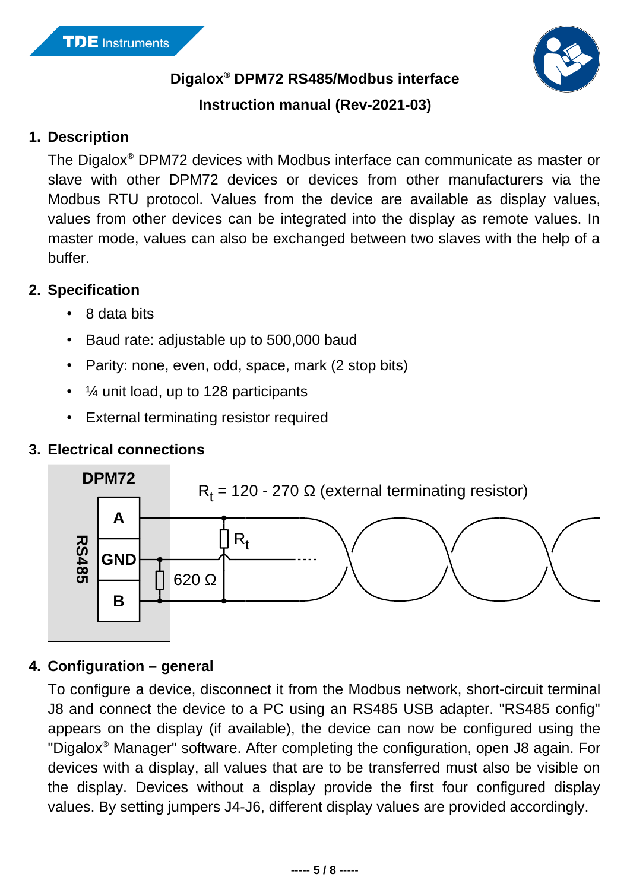Digalox® DPM72 RS485/Modbus interface

Instruction manual (Rev-2021-03)

## 1. Description

The Digalox® DPM72 devices with Modbus interface can communicate as master or slave with other DPM72 devices or devices from other manufacturers via the Modbus RTU protocol. Values from the device are available as display values, values from other devices can be integrated into the display as remote values. In master mode, values can also be exchanged between two slaves with the help of a buffer.

## 2. Specification

- 8 data bits
- Baud rate: adjustable up to 500,000 baud
- Parity: none, even, odd, space, mark (2 stop bits)
- ¼ unit load, up to 128 participants
- External terminating resistor required

## 3. Electrical connections

DPM72

RS485

A

GND

B

$R_t$ = 120 - 270 Ω (external terminating resistor)

$R_t$

620 Ω

## 4. Configuration – general

To configure a device, disconnect it from the Modbus network, short-circuit terminal J8 and connect the device to a PC using an RS485 USB adapter. "RS485 config" appears on the display (if available), the device can now be configured using the "Digalox® Manager" software. After completing the configuration, open J8 again. For devices with a display, all values that are to be transferred must also be visible on the display. Devices without a display provide the first four configured display values. By setting jumpers J4-J6, different display values are provided accordingly.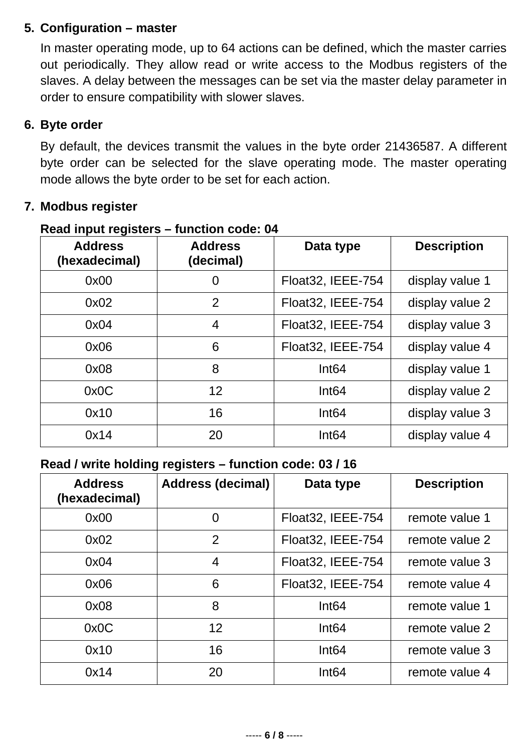## 5. Configuration – master

In master operating mode, up to 64 actions can be defined, which the master carries out periodically. They allow read or write access to the Modbus registers of the slaves. A delay between the messages can be set via the master delay parameter in order to ensure compatibility with slower slaves.

## 6. Byte order

By default, the devices transmit the values in the byte order 21436587. A different byte order can be selected for the slave operating mode. The master operating mode allows the byte order to be set for each action.

## 7. Modbus register

**Read input registers – function code: 04**

| Address (hexadecimal) | Address (decimal) | Data type | Description |
|---|---|---|---|
| 0x00 | 0 | Float32, IEEE-754 | display value 1 |
| 0x02 | 2 | Float32, IEEE-754 | display value 2 |
| 0x04 | 4 | Float32, IEEE-754 | display value 3 |
| 0x06 | 6 | Float32, IEEE-754 | display value 4 |
| 0x08 | 8 | Int64 | display value 1 |
| 0x0C | 12 | Int64 | display value 2 |
| 0x10 | 16 | Int64 | display value 3 |
| 0x14 | 20 | Int64 | display value 4 |

**Read / write holding registers – function code: 03 / 16**

| Address (hexadecimal) | Address (decimal) | Data type | Description |
|---|---|---|---|
| 0x00 | 0 | Float32, IEEE-754 | remote value 1 |
| 0x02 | 2 | Float32, IEEE-754 | remote value 2 |
| 0x04 | 4 | Float32, IEEE-754 | remote value 3 |
| 0x06 | 6 | Float32, IEEE-754 | remote value 4 |
| 0x08 | 8 | Int64 | remote value 1 |
| 0x0C | 12 | Int64 | remote value 2 |
| 0x10 | 16 | Int64 | remote value 3 |
| 0x14 | 20 | Int64 | remote value 4 |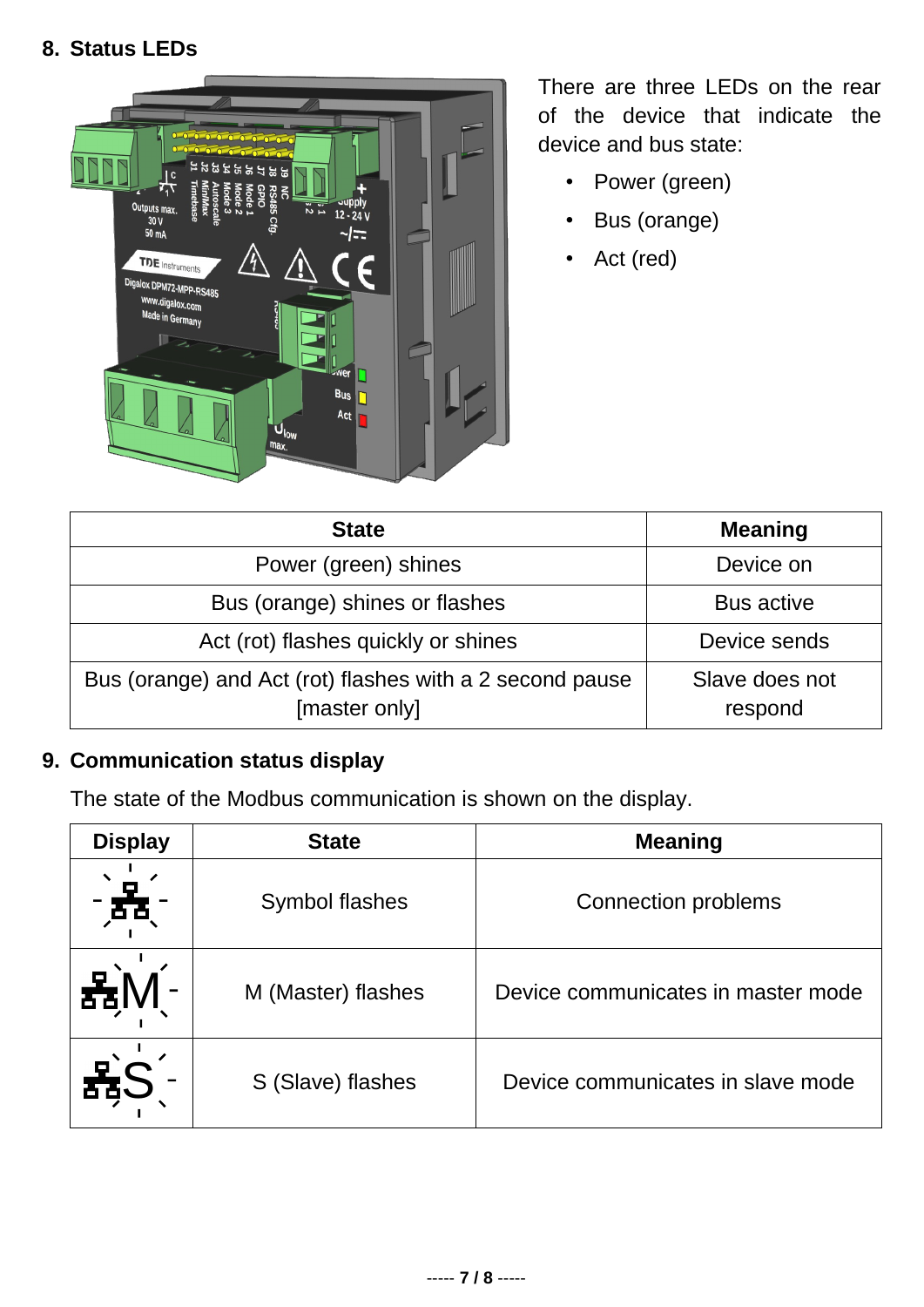## 8. Status LEDs

There are three LEDs on the rear of the device that indicate the device and bus state:

- Power (green)
- Bus (orange)
- Act (red)

| State | Meaning |
| --- | --- |
| Power (green) shines | Device on |
| Bus (orange) shines or flashes | Bus active |
| Act (rot) flashes quickly or shines | Device sends |
| Bus (orange) and Act (rot) flashes with a 2 second pause [master only] | Slave does not respond |

## 9. Communication status display

The state of the Modbus communication is shown on the display.

| Display | State | Meaning |
| --- | --- | --- |
|  | Symbol flashes | Connection problems |
| M | M (Master) flashes | Device communicates in master mode |
| S | S (Slave) flashes | Device communicates in slave mode |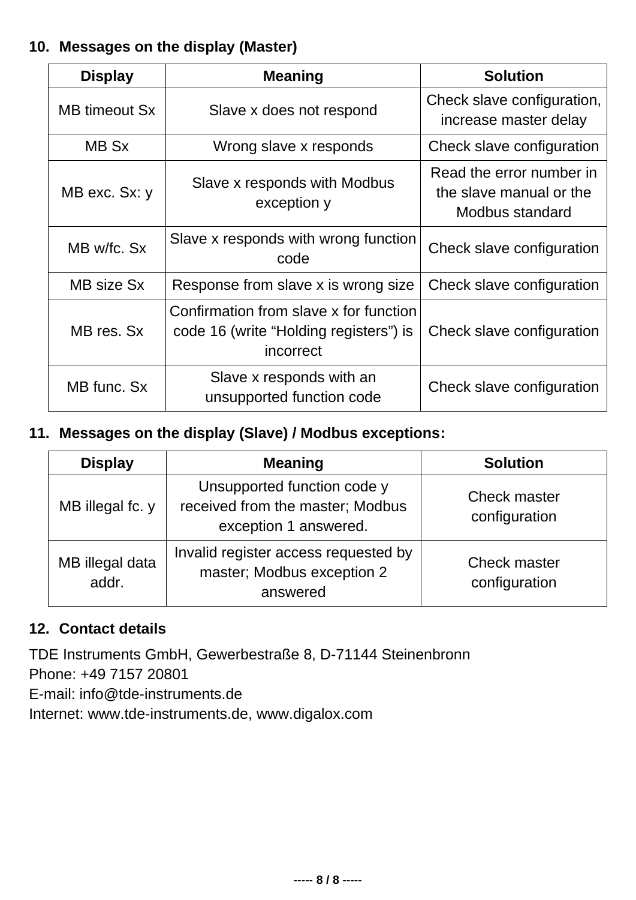## 10. Messages on the display (Master)

| Display | Meaning | Solution |
|---|---|---|
| MB timeout Sx | Slave x does not respond | Check slave configuration, increase master delay |
| MB Sx | Wrong slave x responds | Check slave configuration |
| MB exc. Sx: y | Slave x responds with Modbus exception y | Read the error number in the slave manual or the Modbus standard |
| MB w/fc. Sx | Slave x responds with wrong function code | Check slave configuration |
| MB size Sx | Response from slave x is wrong size | Check slave configuration |
| MB res. Sx | Confirmation from slave x for function code 16 (write “Holding registers”) is incorrect | Check slave configuration |
| MB func. Sx | Slave x responds with an unsupported function code | Check slave configuration |

## 11. Messages on the display (Slave) / Modbus exceptions:

| Display | Meaning | Solution |
|---|---|---|
| MB illegal fc. y | Unsupported function code y received from the master; Modbus exception 1 answered. | Check master configuration |
| MB illegal data addr. | Invalid register access requested by master; Modbus exception 2 answered | Check master configuration |

## 12. Contact details

TDE Instruments GmbH, Gewerbestraße 8, D-71144 Steinenbronn
Phone: +49 7157 20801
E-mail: info@tde-instruments.de
Internet: www.tde-instruments.de, www.digalox.com